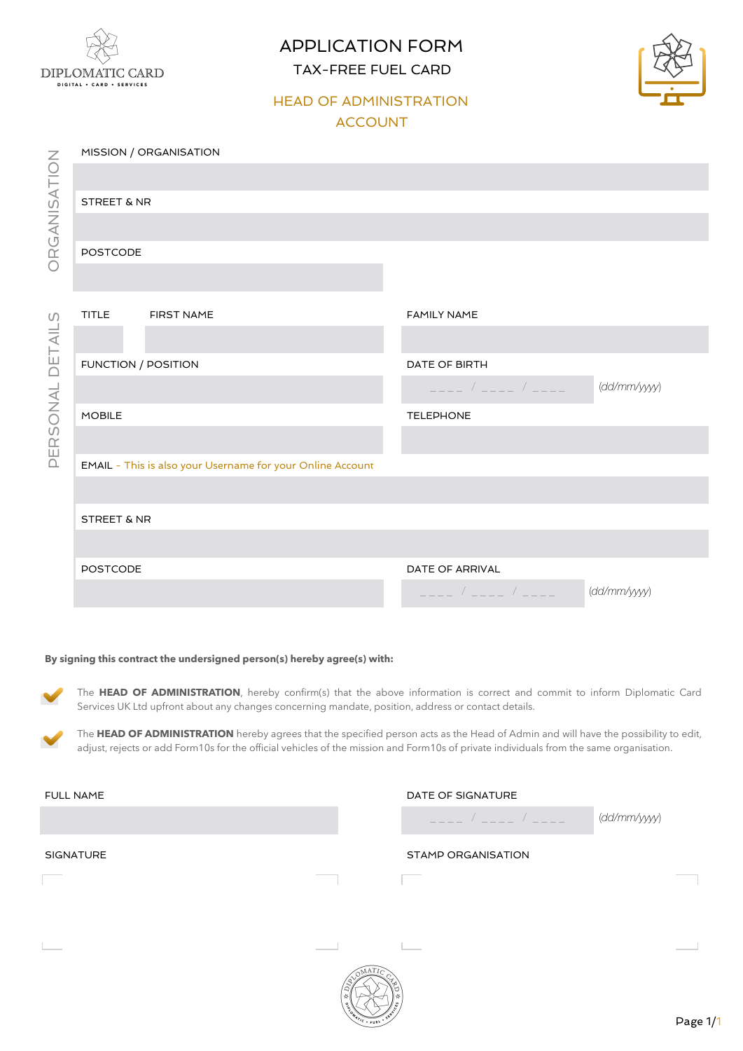DIPLOMATIC CARD
DIGITAL • CARD • SERVICES

# APPLICATION FORM

## TAX-FREE FUEL CARD

## HEAD OF ADMINISTRATION ACCOUNT

### ORGANISATION

MISSION / ORGANISATION

STREET & NR

POSTCODE

### PERSONAL DETAILS

| TITLE | FIRST NAME | FAMILY NAME |
|---|---|---|
| | | |

| FUNCTION / POSITION | DATE OF BIRTH |
|---|---|
| | ____ / ____ / ____ (dd/mm/yyyy) |

| MOBILE | TELEPHONE |
|---|---|
| | |

EMAIL - This is also your Username for your Online Account

STREET & NR

| POSTCODE | DATE OF ARRIVAL |
|---|---|
| | ____ / ____ / ____ (dd/mm/yyyy) |

**By signing this contract the undersigned person(s) hereby agree(s) with:**

- The **HEAD OF ADMINISTRATION**, hereby confirm(s) that the above information is correct and commit to inform Diplomatic Card Services UK Ltd upfront about any changes concerning mandate, position, address or contact details.
- The **HEAD OF ADMINISTRATION** hereby agrees that the specified person acts as the Head of Admin and will have the possibility to edit, adjust, rejects or add Form10s for the official vehicles of the mission and Form10s of private individuals from the same organisation.

| FULL NAME | DATE OF SIGNATURE |
|---|---|
| | ____ / ____ / ____ (dd/mm/yyyy) |

| SIGNATURE | STAMP ORGANISATION |
|---|---|
| | |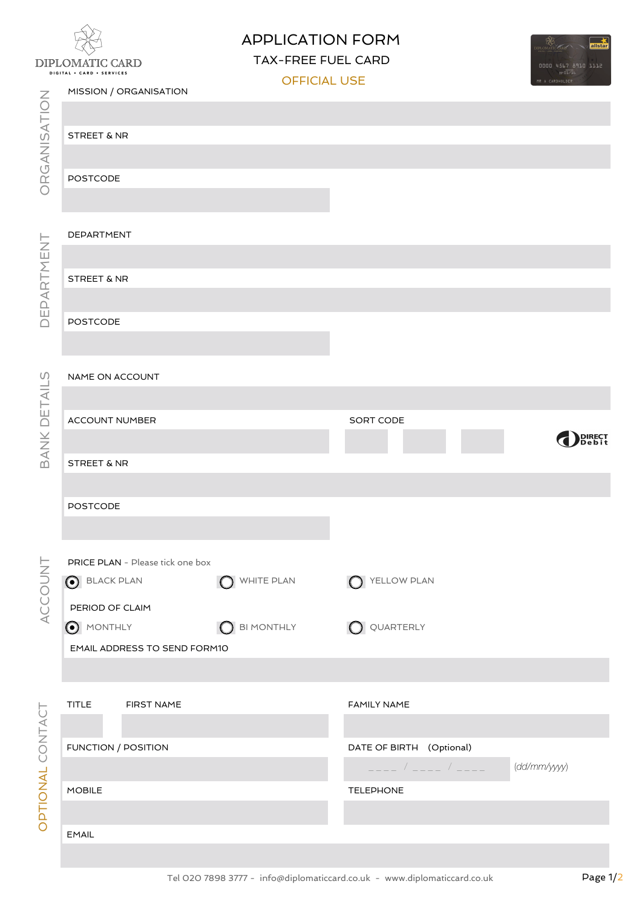DIPLOMATIC CARD
DIGITAL • CARD • SERVICES

# APPLICATION FORM

## TAX-FREE FUEL CARD

### OFFICIAL USE

## ORGANISATION

MISSION / ORGANISATION

STREET & NR

POSTCODE

## DEPARTMENT

DEPARTMENT

STREET & NR

POSTCODE

## BANK DETAILS

NAME ON ACCOUNT

ACCOUNT NUMBER

SORT CODE

DIRECT Debit

STREET & NR

POSTCODE

## ACCOUNT

PRICE PLAN - Please tick one box

- (•) BLACK PLAN
- ( ) WHITE PLAN
- ( ) YELLOW PLAN

PERIOD OF CLAIM

- (•) MONTHLY
- ( ) BI MONTHLY
- ( ) QUARTERLY

EMAIL ADDRESS TO SEND FORM10

## OPTIONAL CONTACT

TITLE

FIRST NAME

FAMILY NAME

FUNCTION / POSITION

DATE OF BIRTH (Optional)

____ / ____ / ____ *(dd/mm/yyyy)*

MOBILE

TELEPHONE

EMAIL

Tel 020 7898 3777 - info@diplomaticcard.co.uk - www.diplomaticcard.co.uk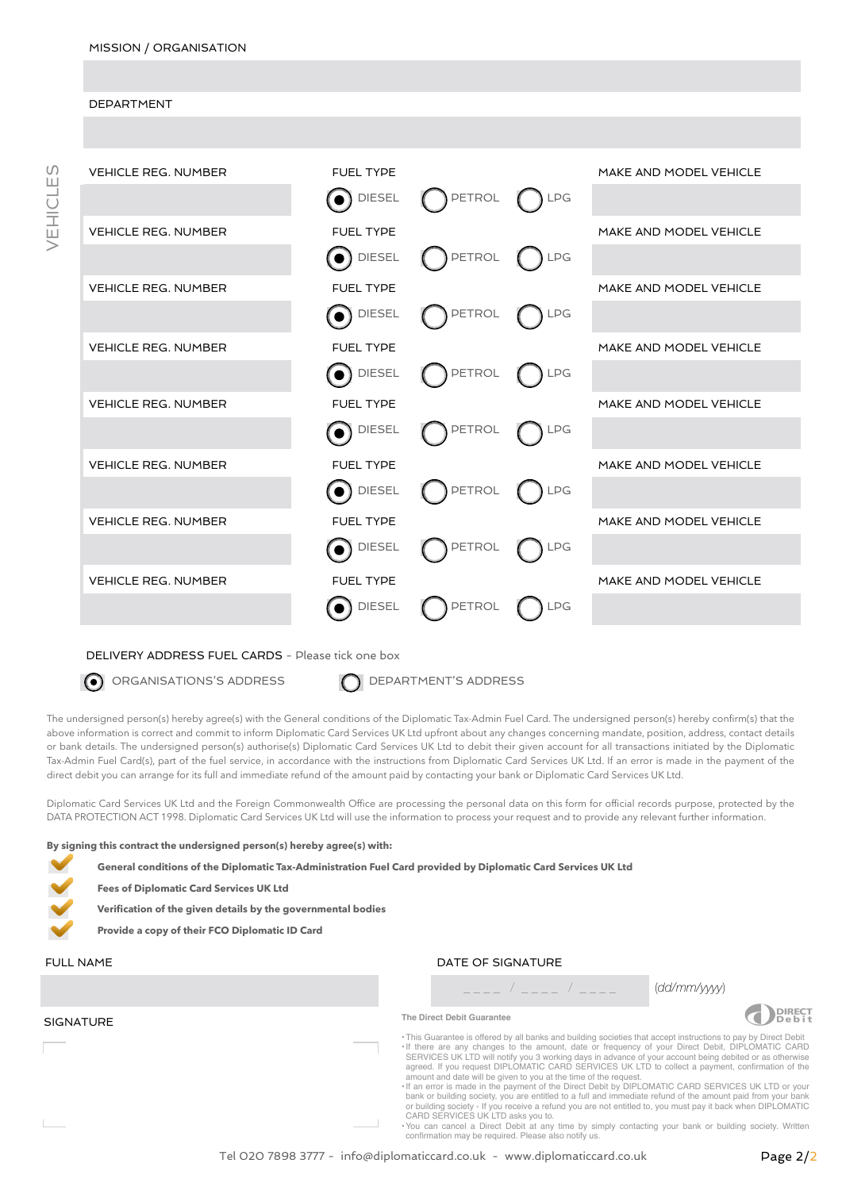MISSION / ORGANISATION

DEPARTMENT

## VEHICLES

| VEHICLE REG. NUMBER | FUEL TYPE | MAKE AND MODEL VEHICLE |
|---|---|---|
| | (●) DIESEL ( ) PETROL ( ) LPG | |
| | (●) DIESEL ( ) PETROL ( ) LPG | |
| | (●) DIESEL ( ) PETROL ( ) LPG | |
| | (●) DIESEL ( ) PETROL ( ) LPG | |
| | (●) DIESEL ( ) PETROL ( ) LPG | |
| | (●) DIESEL ( ) PETROL ( ) LPG | |
| | (●) DIESEL ( ) PETROL ( ) LPG | |
| | (●) DIESEL ( ) PETROL ( ) LPG | |

DELIVERY ADDRESS FUEL CARDS - Please tick one box

(●) ORGANISATIONS'S ADDRESS ( ) DEPARTMENT'S ADDRESS

The undersigned person(s) hereby agree(s) with the General conditions of the Diplomatic Tax-Admin Fuel Card. The undersigned person(s) hereby confirm(s) that the above information is correct and commit to inform Diplomatic Card Services UK Ltd upfront about any changes concerning mandate, position, address, contact details or bank details. The undersigned person(s) authorise(s) Diplomatic Card Services UK Ltd to debit their given account for all transactions initiated by the Diplomatic Tax-Admin Fuel Card(s), part of the fuel service, in accordance with the instructions from Diplomatic Card Services UK Ltd. If an error is made in the payment of the direct debit you can arrange for its full and immediate refund of the amount paid by contacting your bank or Diplomatic Card Services UK Ltd.

Diplomatic Card Services UK Ltd and the Foreign Commonwealth Office are processing the personal data on this form for official records purpose, protected by the DATA PROTECTION ACT 1998. Diplomatic Card Services UK Ltd will use the information to process your request and to provide any relevant further information.

**By signing this contract the undersigned person(s) hereby agree(s) with:**

- ✔ **General conditions of the Diplomatic Tax-Administration Fuel Card provided by Diplomatic Card Services UK Ltd**
- ✔ **Fees of Diplomatic Card Services UK Ltd**
- ✔ **Verification of the given details by the governmental bodies**
- ✔ **Provide a copy of their FCO Diplomatic ID Card**

FULL NAME

DATE OF SIGNATURE

_ _ _ _ / _ _ _ _ / _ _ _ _ *(dd/mm/yyyy)*

SIGNATURE

**The Direct Debit Guarantee**

DIRECT Debit

- This Guarantee is offered by all banks and building societies that accept instructions to pay by Direct Debit
- If there are any changes to the amount, date or frequency of your Direct Debit, DIPLOMATIC CARD SERVICES UK LTD will notify you 3 working days in advance of your account being debited or as otherwise agreed. If you request DIPLOMATIC CARD SERVICES UK LTD to collect a payment, confirmation of the amount and date will be given to you at the time of the request.
- If an error is made in the payment of the Direct Debit by DIPLOMATIC CARD SERVICES UK LTD or your bank or building society, you are entitled to a full and immediate refund of the amount paid from your bank or building society - If you receive a refund you are not entitled to, you must pay it back when DIPLOMATIC CARD SERVICES UK LTD asks you to.
- You can cancel a Direct Debit at any time by simply contacting your bank or building society. Written confirmation may be required. Please also notify us.

Tel 020 7898 3777 - info@diplomaticcard.co.uk - www.diplomaticcard.co.uk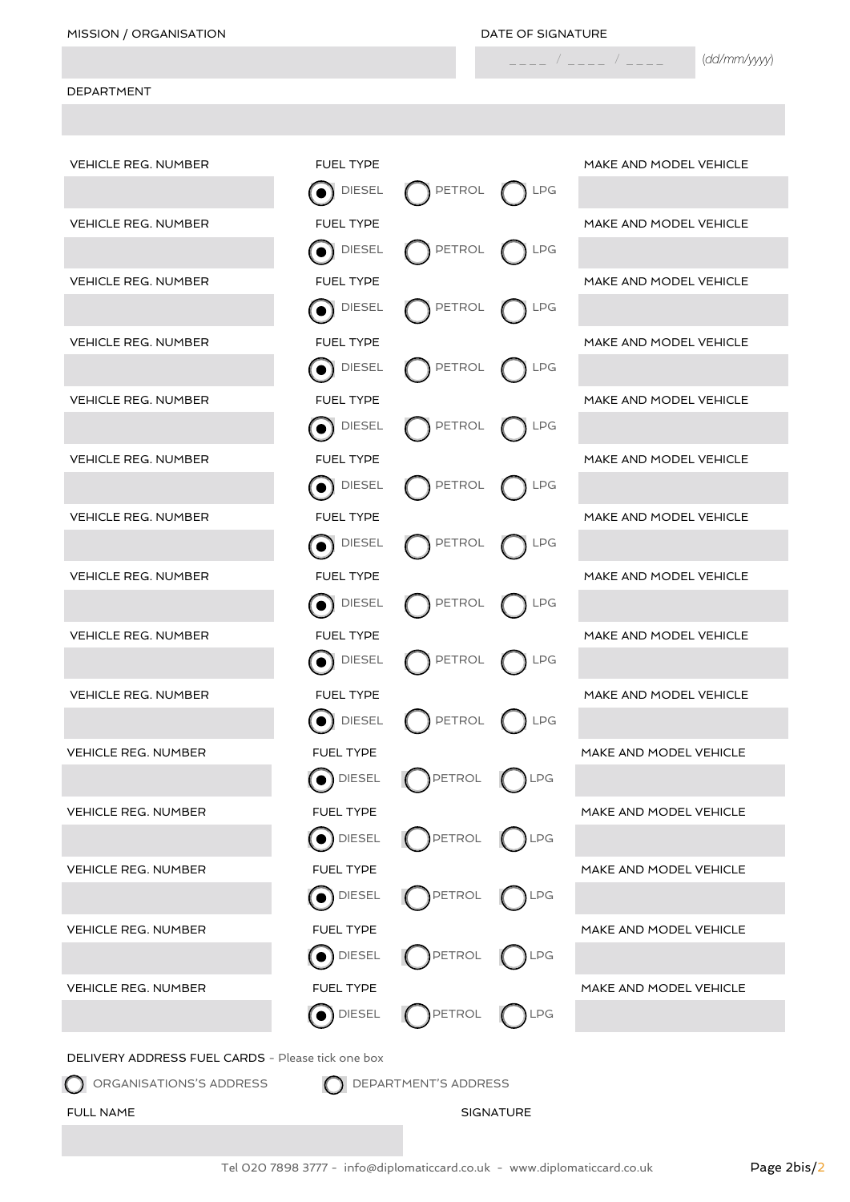MISSION / ORGANISATION

DATE OF SIGNATURE

____ / ____ / ____ *(dd/mm/yyyy)*

DEPARTMENT

| VEHICLE REG. NUMBER | FUEL TYPE | MAKE AND MODEL VEHICLE |
|---|---|---|
| | (●) DIESEL ( ) PETROL ( ) LPG | |
| | (●) DIESEL ( ) PETROL ( ) LPG | |
| | (●) DIESEL ( ) PETROL ( ) LPG | |
| | (●) DIESEL ( ) PETROL ( ) LPG | |
| | (●) DIESEL ( ) PETROL ( ) LPG | |
| | (●) DIESEL ( ) PETROL ( ) LPG | |
| | (●) DIESEL ( ) PETROL ( ) LPG | |
| | (●) DIESEL ( ) PETROL ( ) LPG | |
| | (●) DIESEL ( ) PETROL ( ) LPG | |
| | (●) DIESEL ( ) PETROL ( ) LPG | |
| | (●) DIESEL ( ) PETROL ( ) LPG | |
| | (●) DIESEL ( ) PETROL ( ) LPG | |
| | (●) DIESEL ( ) PETROL ( ) LPG | |
| | (●) DIESEL ( ) PETROL ( ) LPG | |
| | (●) DIESEL ( ) PETROL ( ) LPG | |

DELIVERY ADDRESS FUEL CARDS - Please tick one box

( ) ORGANISATIONS'S ADDRESS ( ) DEPARTMENT'S ADDRESS

FULL NAME

SIGNATURE

Tel 020 7898 3777 - info@diplomaticcard.co.uk - www.diplomaticcard.co.uk